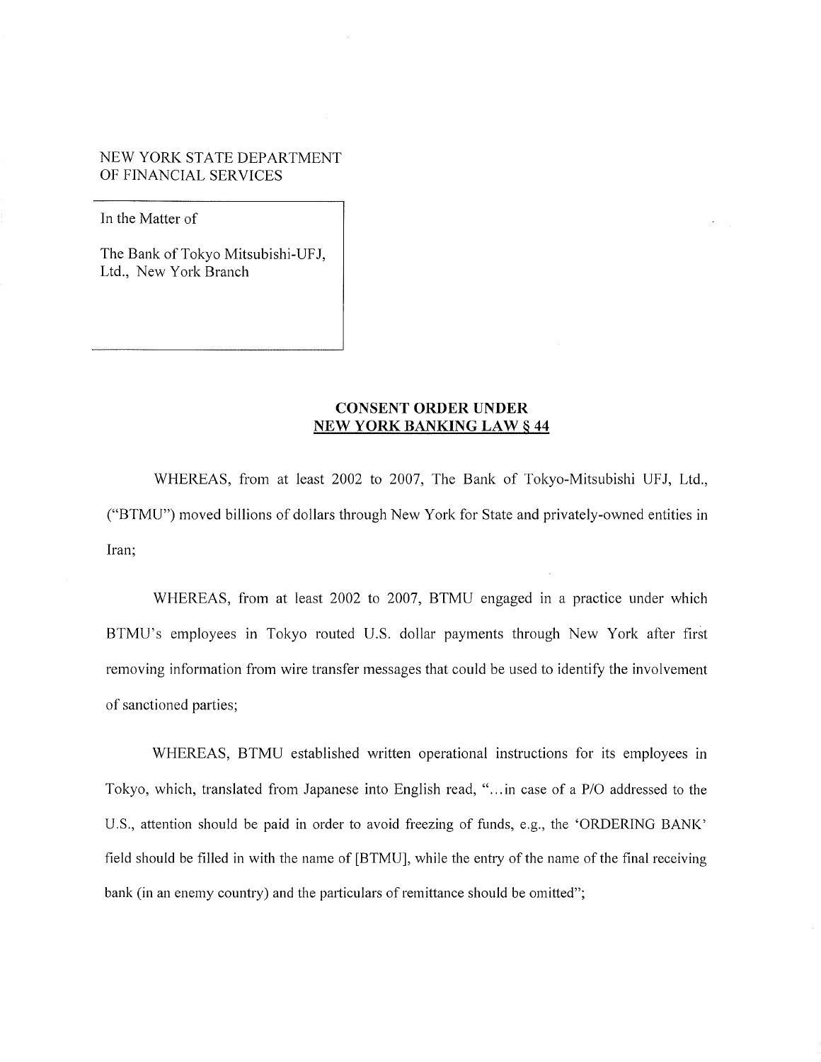NEW YORK STATE DEPARTMENT
OF FINANCIAL SERVICES

In the Matter of

The Bank of Tokyo Mitsubishi-UFJ, Ltd., New York Branch

## CONSENT ORDER UNDER NEW YORK BANKING LAW § 44

WHEREAS, from at least 2002 to 2007, The Bank of Tokyo-Mitsubishi UFJ, Ltd., ("BTMU") moved billions of dollars through New York for State and privately-owned entities in Iran;

WHEREAS, from at least 2002 to 2007, BTMU engaged in a practice under which BTMU's employees in Tokyo routed U.S. dollar payments through New York after first removing information from wire transfer messages that could be used to identify the involvement of sanctioned parties;

WHEREAS, BTMU established written operational instructions for its employees in Tokyo, which, translated from Japanese into English read, "...in case of a P/O addressed to the U.S., attention should be paid in order to avoid freezing of funds, e.g., the 'ORDERING BANK' field should be filled in with the name of [BTMU], while the entry of the name of the final receiving bank (in an enemy country) and the particulars of remittance should be omitted";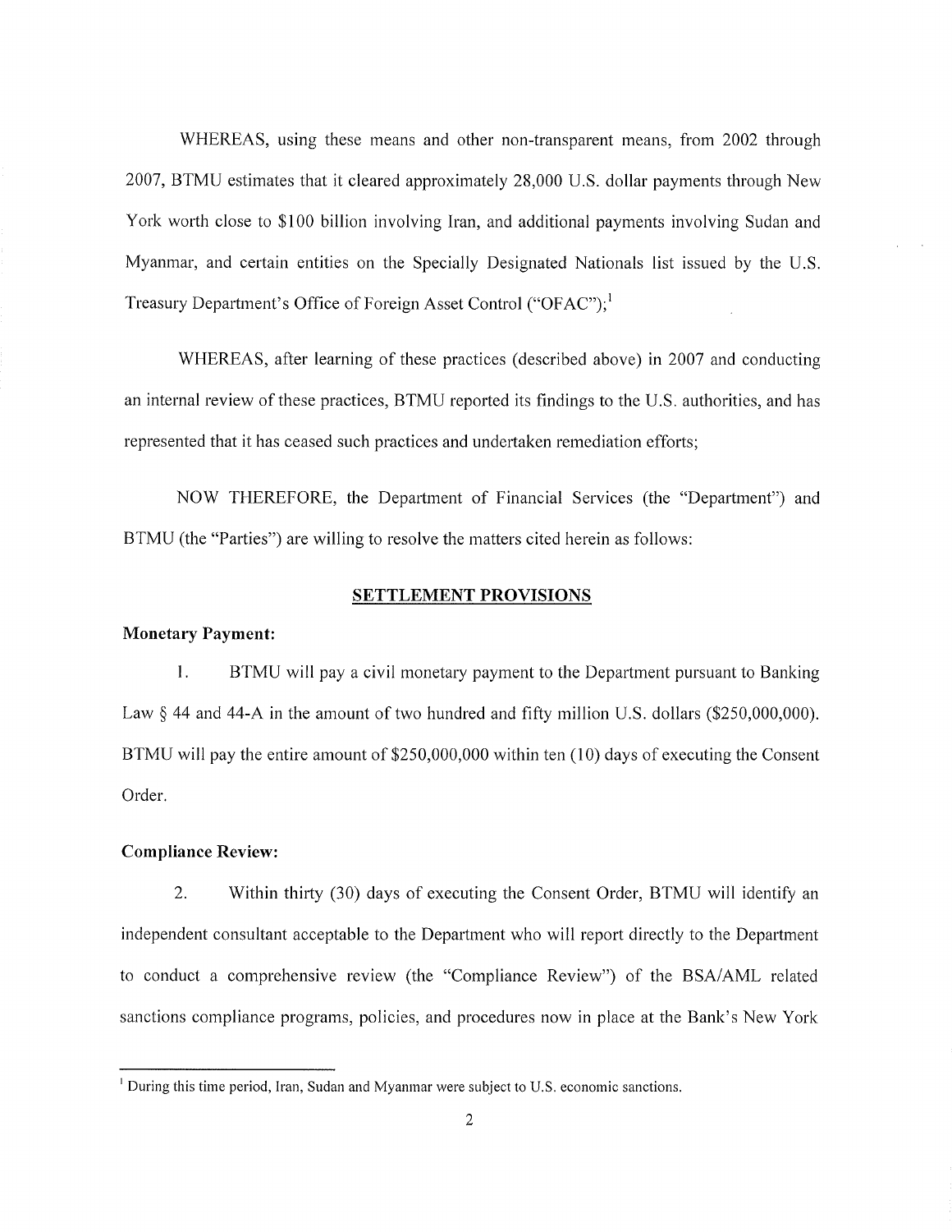WHEREAS, using these means and other non-transparent means, from 2002 through 2007, BTMU estimates that it cleared approximately 28,000 U.S. dollar payments through New York worth close to $100 billion involving Iran, and additional payments involving Sudan and Myanmar, and certain entities on the Specially Designated Nationals list issued by the U.S. Treasury Department's Office of Foreign Asset Control ("OFAC");[1]

WHEREAS, after learning of these practices (described above) in 2007 and conducting an internal review of these practices, BTMU reported its findings to the U.S. authorities, and has represented that it has ceased such practices and undertaken remediation efforts;

NOW THEREFORE, the Department of Financial Services (the "Department") and BTMU (the "Parties") are willing to resolve the matters cited herein as follows:

## SETTLEMENT PROVISIONS

**Monetary Payment:**

1. BTMU will pay a civil monetary payment to the Department pursuant to Banking Law § 44 and 44-A in the amount of two hundred and fifty million U.S. dollars ($250,000,000). BTMU will pay the entire amount of $250,000,000 within ten (10) days of executing the Consent Order.

**Compliance Review:**

2. Within thirty (30) days of executing the Consent Order, BTMU will identify an independent consultant acceptable to the Department who will report directly to the Department to conduct a comprehensive review (the "Compliance Review") of the BSA/AML related sanctions compliance programs, policies, and procedures now in place at the Bank's New York

---

[1] During this time period, Iran, Sudan and Myanmar were subject to U.S. economic sanctions.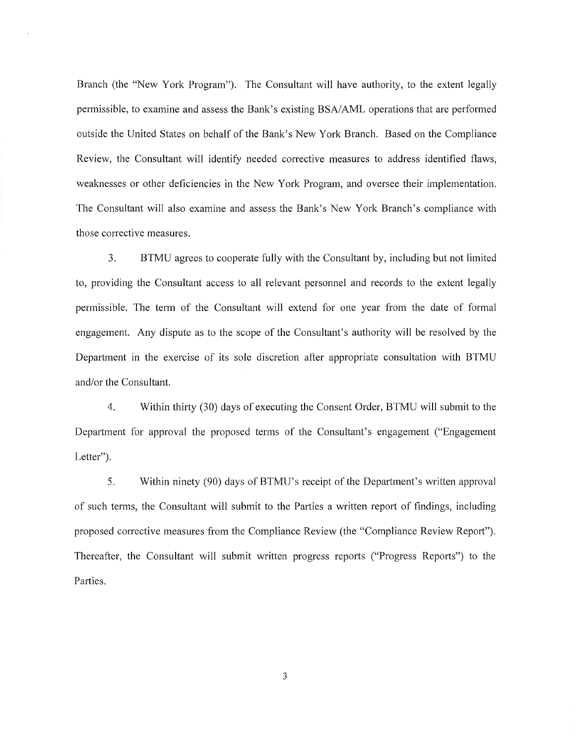Branch (the "New York Program"). The Consultant will have authority, to the extent legally permissible, to examine and assess the Bank's existing BSA/AML operations that are performed outside the United States on behalf of the Bank's New York Branch. Based on the Compliance Review, the Consultant will identify needed corrective measures to address identified flaws, weaknesses or other deficiencies in the New York Program, and oversee their implementation. The Consultant will also examine and assess the Bank's New York Branch's compliance with those corrective measures.

3. BTMU agrees to cooperate fully with the Consultant by, including but not limited to, providing the Consultant access to all relevant personnel and records to the extent legally permissible. The term of the Consultant will extend for one year from the date of formal engagement. Any dispute as to the scope of the Consultant's authority will be resolved by the Department in the exercise of its sole discretion after appropriate consultation with BTMU and/or the Consultant.

4. Within thirty (30) days of executing the Consent Order, BTMU will submit to the Department for approval the proposed terms of the Consultant's engagement ("Engagement Letter").

5. Within ninety (90) days of BTMU's receipt of the Department's written approval of such terms, the Consultant will submit to the Parties a written report of findings, including proposed corrective measures from the Compliance Review (the "Compliance Review Report"). Thereafter, the Consultant will submit written progress reports ("Progress Reports") to the Parties.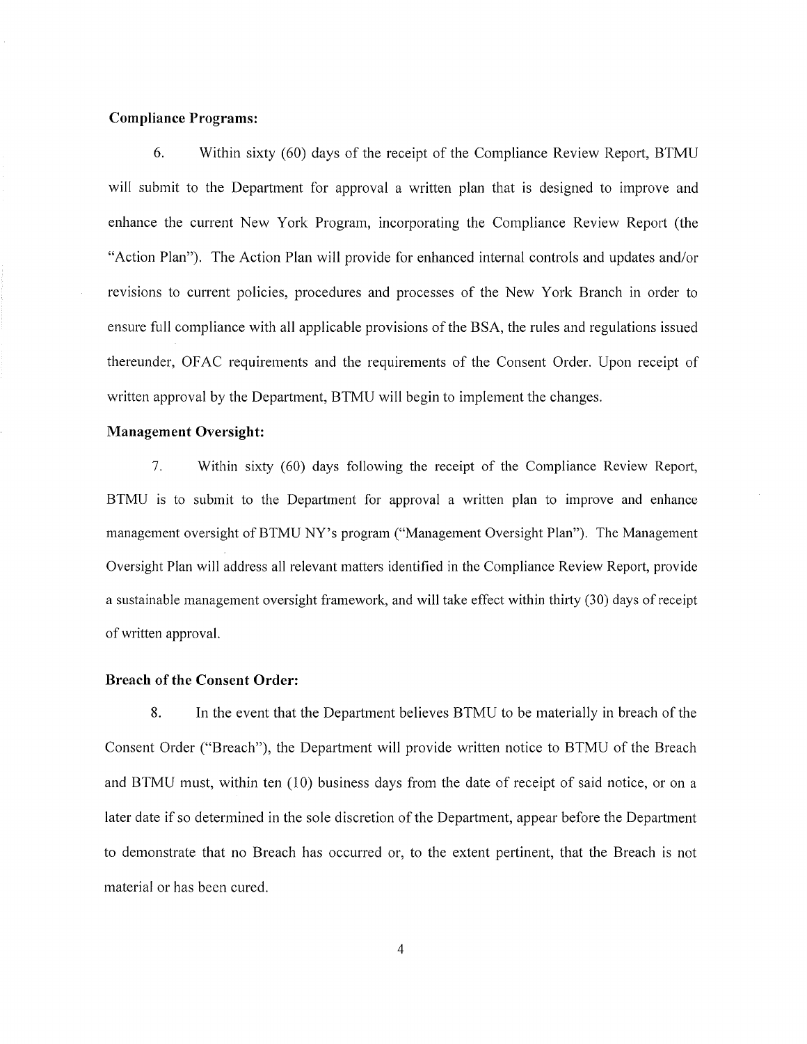**Compliance Programs:**

6. Within sixty (60) days of the receipt of the Compliance Review Report, BTMU will submit to the Department for approval a written plan that is designed to improve and enhance the current New York Program, incorporating the Compliance Review Report (the "Action Plan"). The Action Plan will provide for enhanced internal controls and updates and/or revisions to current policies, procedures and processes of the New York Branch in order to ensure full compliance with all applicable provisions of the BSA, the rules and regulations issued thereunder, OFAC requirements and the requirements of the Consent Order. Upon receipt of written approval by the Department, BTMU will begin to implement the changes.

**Management Oversight:**

7. Within sixty (60) days following the receipt of the Compliance Review Report, BTMU is to submit to the Department for approval a written plan to improve and enhance management oversight of BTMU NY's program ("Management Oversight Plan"). The Management Oversight Plan will address all relevant matters identified in the Compliance Review Report, provide a sustainable management oversight framework, and will take effect within thirty (30) days of receipt of written approval.

**Breach of the Consent Order:**

8. In the event that the Department believes BTMU to be materially in breach of the Consent Order ("Breach"), the Department will provide written notice to BTMU of the Breach and BTMU must, within ten (10) business days from the date of receipt of said notice, or on a later date if so determined in the sole discretion of the Department, appear before the Department to demonstrate that no Breach has occurred or, to the extent pertinent, that the Breach is not material or has been cured.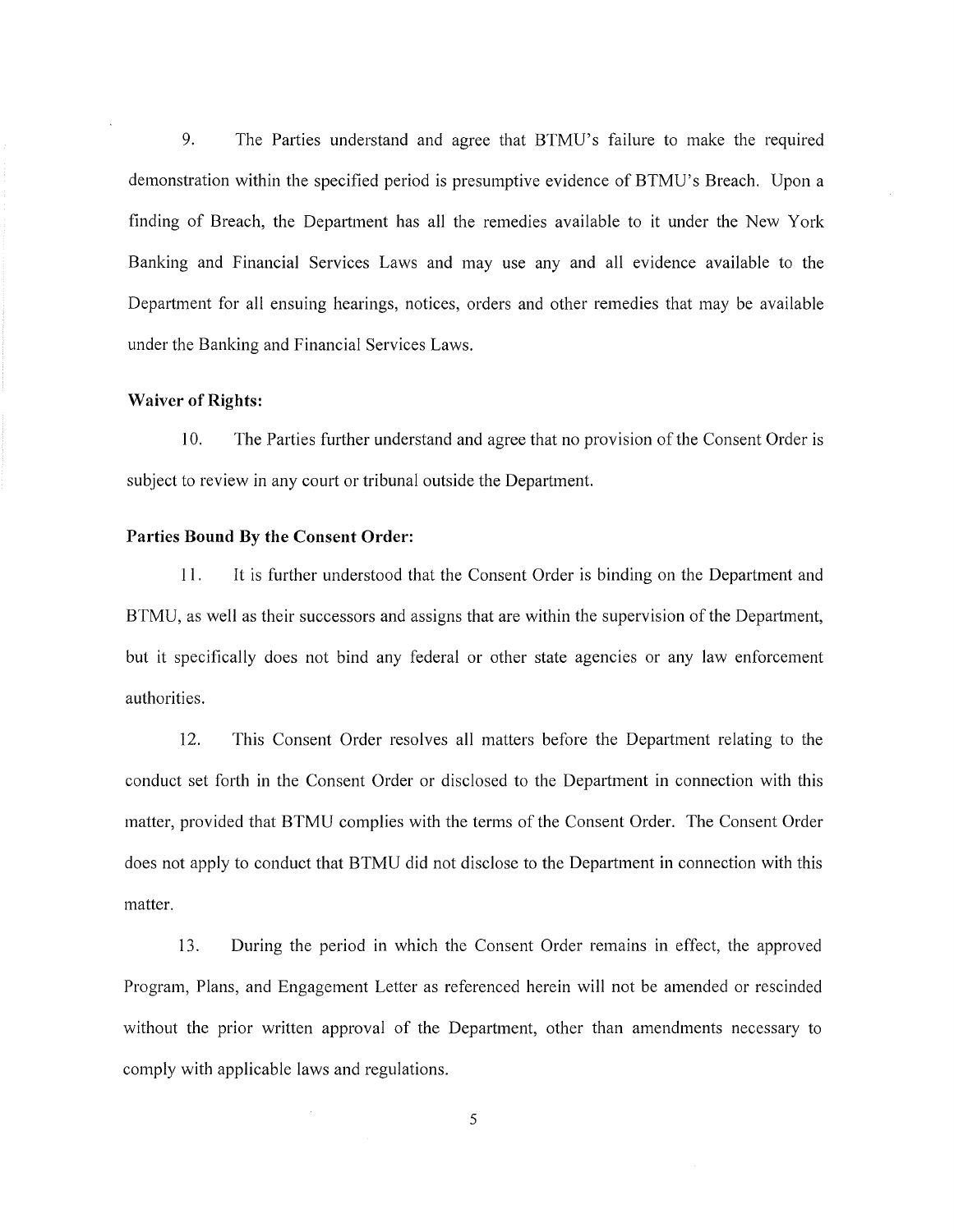9. The Parties understand and agree that BTMU's failure to make the required demonstration within the specified period is presumptive evidence of BTMU's Breach. Upon a finding of Breach, the Department has all the remedies available to it under the New York Banking and Financial Services Laws and may use any and all evidence available to the Department for all ensuing hearings, notices, orders and other remedies that may be available under the Banking and Financial Services Laws.

**Waiver of Rights:**

10. The Parties further understand and agree that no provision of the Consent Order is subject to review in any court or tribunal outside the Department.

**Parties Bound By the Consent Order:**

11. It is further understood that the Consent Order is binding on the Department and BTMU, as well as their successors and assigns that are within the supervision of the Department, but it specifically does not bind any federal or other state agencies or any law enforcement authorities.

12. This Consent Order resolves all matters before the Department relating to the conduct set forth in the Consent Order or disclosed to the Department in connection with this matter, provided that BTMU complies with the terms of the Consent Order. The Consent Order does not apply to conduct that BTMU did not disclose to the Department in connection with this matter.

13. During the period in which the Consent Order remains in effect, the approved Program, Plans, and Engagement Letter as referenced herein will not be amended or rescinded without the prior written approval of the Department, other than amendments necessary to comply with applicable laws and regulations.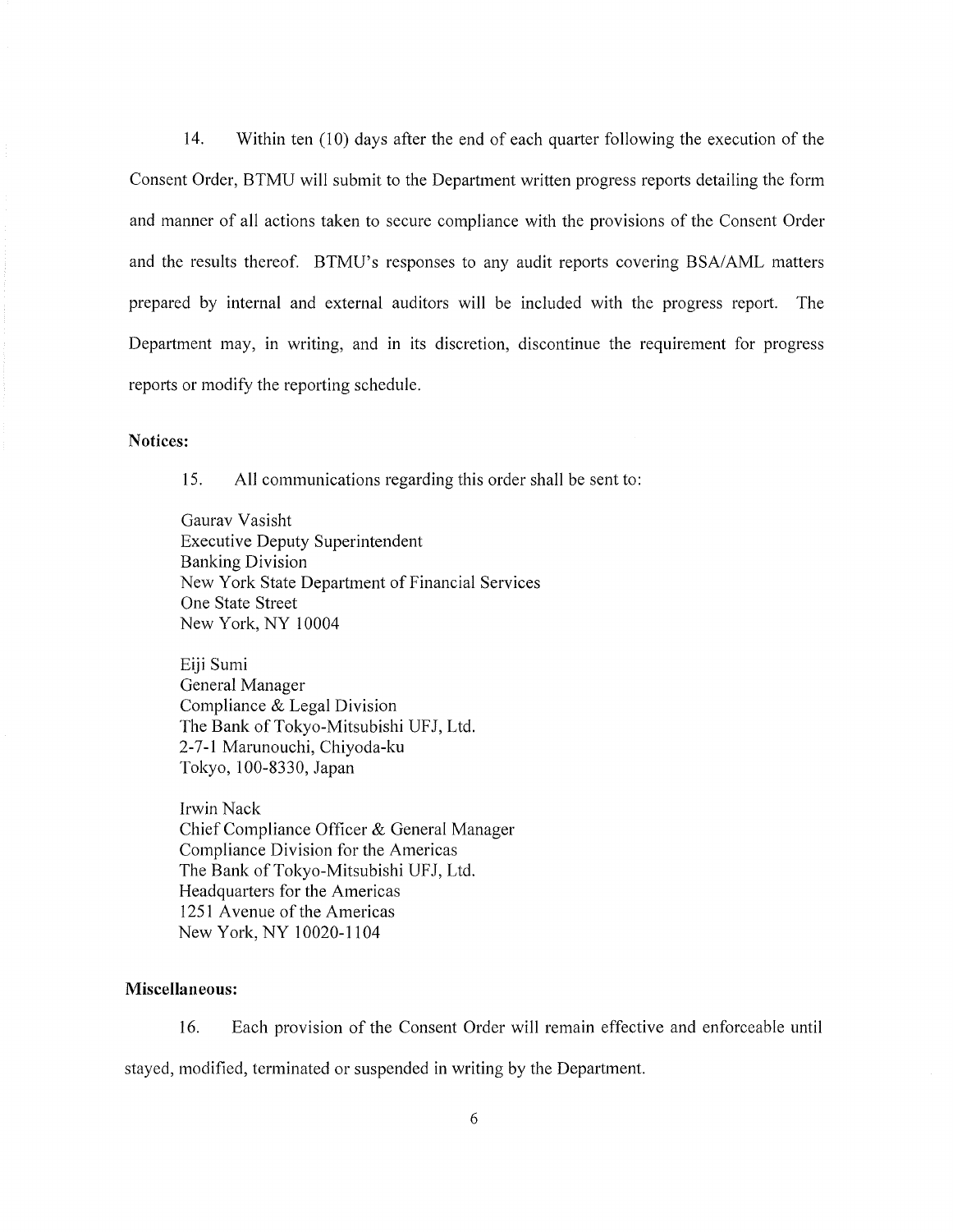14. Within ten (10) days after the end of each quarter following the execution of the Consent Order, BTMU will submit to the Department written progress reports detailing the form and manner of all actions taken to secure compliance with the provisions of the Consent Order and the results thereof. BTMU's responses to any audit reports covering BSA/AML matters prepared by internal and external auditors will be included with the progress report. The Department may, in writing, and in its discretion, discontinue the requirement for progress reports or modify the reporting schedule.

**Notices:**

15. All communications regarding this order shall be sent to:

Gaurav Vasisht  
Executive Deputy Superintendent  
Banking Division  
New York State Department of Financial Services  
One State Street  
New York, NY 10004

Eiji Sumi  
General Manager  
Compliance & Legal Division  
The Bank of Tokyo-Mitsubishi UFJ, Ltd.  
2-7-1 Marunouchi, Chiyoda-ku  
Tokyo, 100-8330, Japan

Irwin Nack  
Chief Compliance Officer & General Manager  
Compliance Division for the Americas  
The Bank of Tokyo-Mitsubishi UFJ, Ltd.  
Headquarters for the Americas  
1251 Avenue of the Americas  
New York, NY 10020-1104

**Miscellaneous:**

16. Each provision of the Consent Order will remain effective and enforceable until stayed, modified, terminated or suspended in writing by the Department.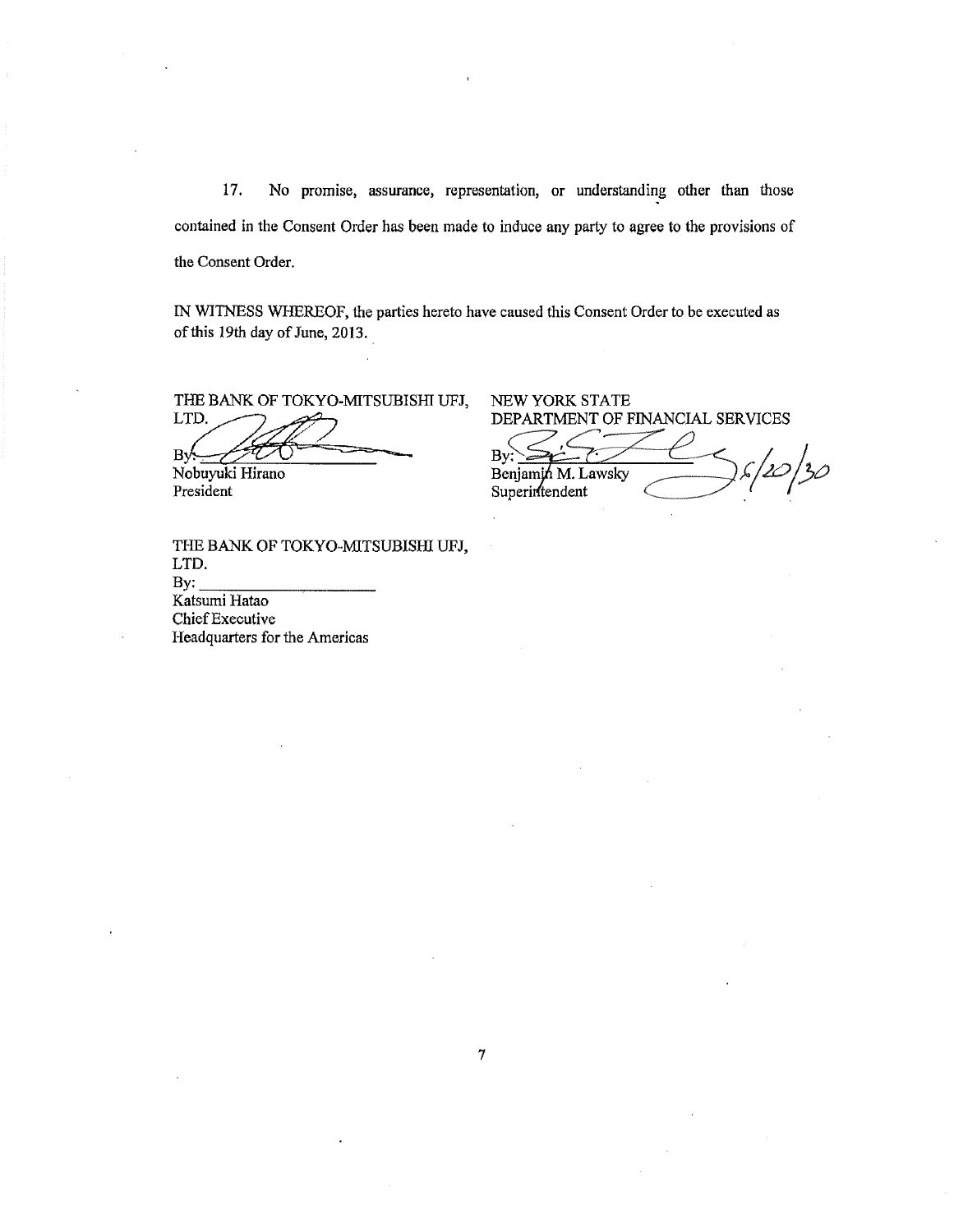17. No promise, assurance, representation, or understanding other than those contained in the Consent Order has been made to induce any party to agree to the provisions of the Consent Order.

IN WITNESS WHEREOF, the parties hereto have caused this Consent Order to be executed as of this 19th day of June, 2013.

THE BANK OF TOKYO-MITSUBISHI UFJ, LTD.
By: 
Nobuyuki Hirano
President

NEW YORK STATE
DEPARTMENT OF FINANCIAL SERVICES
By: 
Benjamin M. Lawsky
Superintendent
6/20/30

THE BANK OF TOKYO-MITSUBISHI UFJ, LTD.
By: ____________________
Katsumi Hatao
Chief Executive
Headquarters for the Americas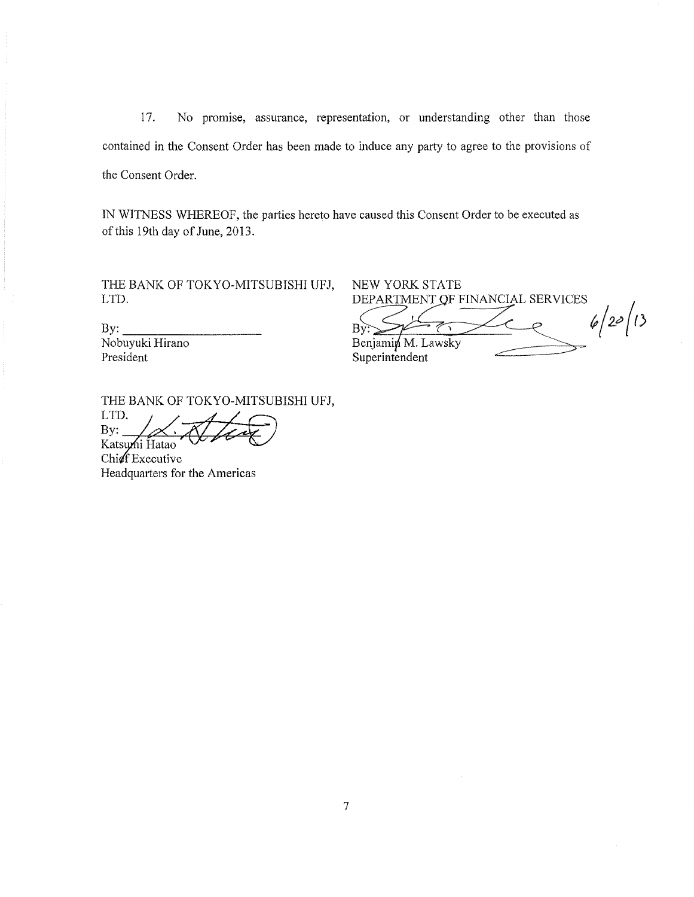17. No promise, assurance, representation, or understanding other than those contained in the Consent Order has been made to induce any party to agree to the provisions of the Consent Order.

IN WITNESS WHEREOF, the parties hereto have caused this Consent Order to be executed as of this 19th day of June, 2013.

THE BANK OF TOKYO-MITSUBISHI UFJ, LTD.

By: ______________________
Nobuyuki Hirano
President

NEW YORK STATE
DEPARTMENT OF FINANCIAL SERVICES

By: ______________________ 6/20/13
Benjamin M. Lawsky
Superintendent

THE BANK OF TOKYO-MITSUBISHI UFJ, LTD.

By: ______________________
Katsumi Hatao
Chief Executive
Headquarters for the Americas